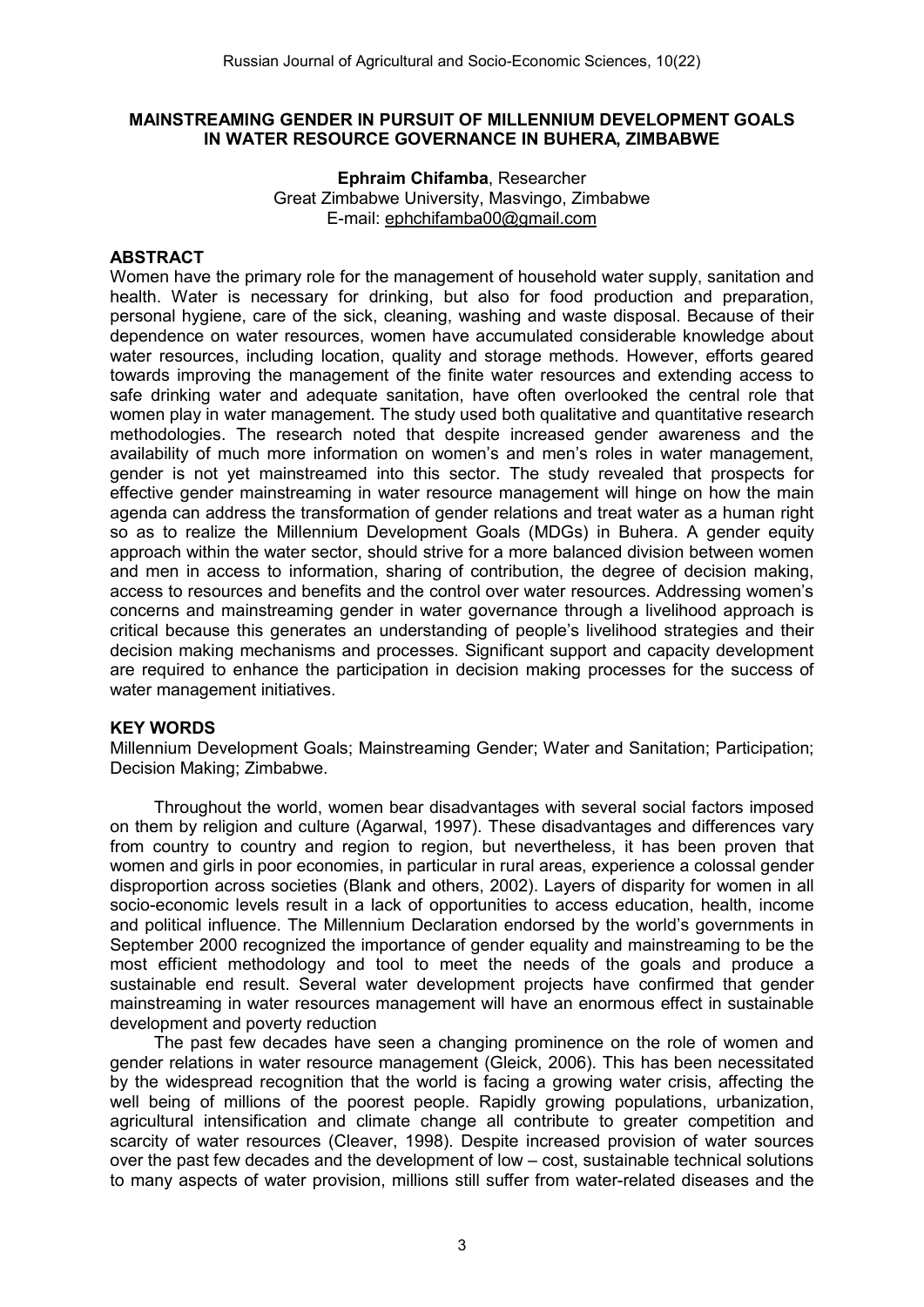# MAINSTREAMING GENDER IN PURSUIT OF MILLENNIUM DEVELOPMENT GOALS IN WATER RESOURCE GOVERNANCE IN BUHERA, ZIMBABWE

**Ephraim Chifamba**, Researcher
Great Zimbabwe University, Masvingo, Zimbabwe
E-mail: ephchifamba00@gmail.com

## ABSTRACT

Women have the primary role for the management of household water supply, sanitation and health. Water is necessary for drinking, but also for food production and preparation, personal hygiene, care of the sick, cleaning, washing and waste disposal. Because of their dependence on water resources, women have accumulated considerable knowledge about water resources, including location, quality and storage methods. However, efforts geared towards improving the management of the finite water resources and extending access to safe drinking water and adequate sanitation, have often overlooked the central role that women play in water management. The study used both qualitative and quantitative research methodologies. The research noted that despite increased gender awareness and the availability of much more information on women's and men's roles in water management, gender is not yet mainstreamed into this sector. The study revealed that prospects for effective gender mainstreaming in water resource management will hinge on how the main agenda can address the transformation of gender relations and treat water as a human right so as to realize the Millennium Development Goals (MDGs) in Buhera. A gender equity approach within the water sector, should strive for a more balanced division between women and men in access to information, sharing of contribution, the degree of decision making, access to resources and benefits and the control over water resources. Addressing women's concerns and mainstreaming gender in water governance through a livelihood approach is critical because this generates an understanding of people's livelihood strategies and their decision making mechanisms and processes. Significant support and capacity development are required to enhance the participation in decision making processes for the success of water management initiatives.

## KEY WORDS

Millennium Development Goals; Mainstreaming Gender; Water and Sanitation; Participation; Decision Making; Zimbabwe.

Throughout the world, women bear disadvantages with several social factors imposed on them by religion and culture (Agarwal, 1997). These disadvantages and differences vary from country to country and region to region, but nevertheless, it has been proven that women and girls in poor economies, in particular in rural areas, experience a colossal gender disproportion across societies (Blank and others, 2002). Layers of disparity for women in all socio-economic levels result in a lack of opportunities to access education, health, income and political influence. The Millennium Declaration endorsed by the world's governments in September 2000 recognized the importance of gender equality and mainstreaming to be the most efficient methodology and tool to meet the needs of the goals and produce a sustainable end result. Several water development projects have confirmed that gender mainstreaming in water resources management will have an enormous effect in sustainable development and poverty reduction

The past few decades have seen a changing prominence on the role of women and gender relations in water resource management (Gleick, 2006). This has been necessitated by the widespread recognition that the world is facing a growing water crisis, affecting the well being of millions of the poorest people. Rapidly growing populations, urbanization, agricultural intensification and climate change all contribute to greater competition and scarcity of water resources (Cleaver, 1998). Despite increased provision of water sources over the past few decades and the development of low – cost, sustainable technical solutions to many aspects of water provision, millions still suffer from water-related diseases and the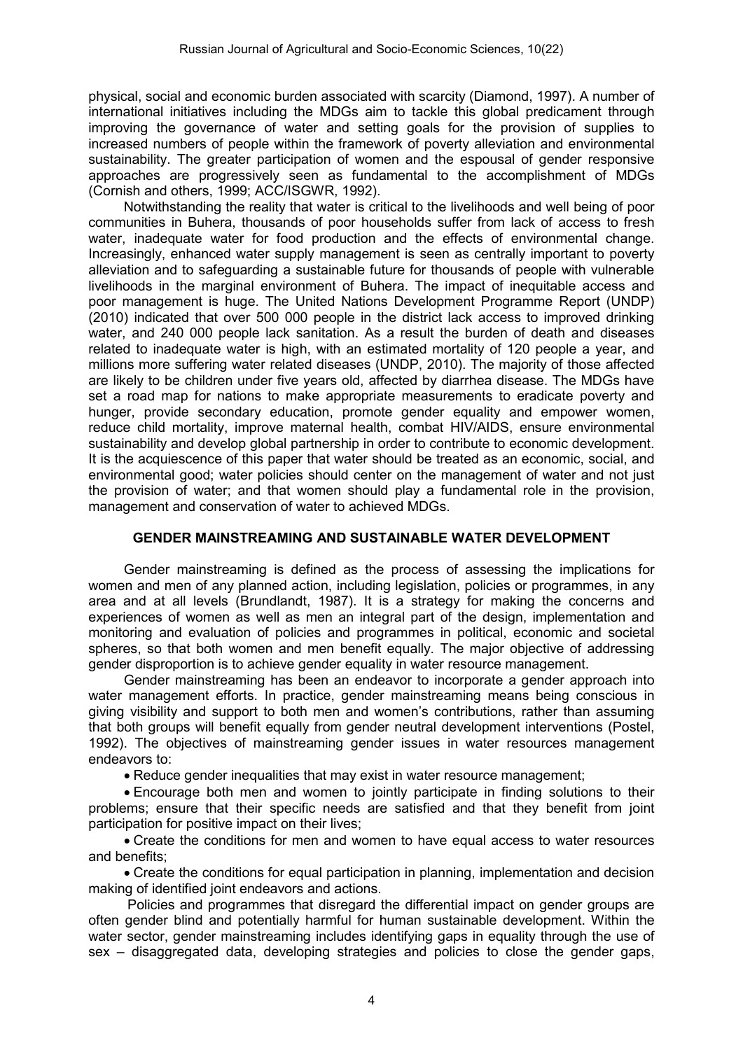physical, social and economic burden associated with scarcity (Diamond, 1997). A number of international initiatives including the MDGs aim to tackle this global predicament through improving the governance of water and setting goals for the provision of supplies to increased numbers of people within the framework of poverty alleviation and environmental sustainability. The greater participation of women and the espousal of gender responsive approaches are progressively seen as fundamental to the accomplishment of MDGs (Cornish and others, 1999; ACC/ISGWR, 1992).

Notwithstanding the reality that water is critical to the livelihoods and well being of poor communities in Buhera, thousands of poor households suffer from lack of access to fresh water, inadequate water for food production and the effects of environmental change. Increasingly, enhanced water supply management is seen as centrally important to poverty alleviation and to safeguarding a sustainable future for thousands of people with vulnerable livelihoods in the marginal environment of Buhera. The impact of inequitable access and poor management is huge. The United Nations Development Programme Report (UNDP) (2010) indicated that over 500 000 people in the district lack access to improved drinking water, and 240 000 people lack sanitation. As a result the burden of death and diseases related to inadequate water is high, with an estimated mortality of 120 people a year, and millions more suffering water related diseases (UNDP, 2010). The majority of those affected are likely to be children under five years old, affected by diarrhea disease. The MDGs have set a road map for nations to make appropriate measurements to eradicate poverty and hunger, provide secondary education, promote gender equality and empower women, reduce child mortality, improve maternal health, combat HIV/AIDS, ensure environmental sustainability and develop global partnership in order to contribute to economic development. It is the acquiescence of this paper that water should be treated as an economic, social, and environmental good; water policies should center on the management of water and not just the provision of water; and that women should play a fundamental role in the provision, management and conservation of water to achieved MDGs.

## GENDER MAINSTREAMING AND SUSTAINABLE WATER DEVELOPMENT

Gender mainstreaming is defined as the process of assessing the implications for women and men of any planned action, including legislation, policies or programmes, in any area and at all levels (Brundlandt, 1987). It is a strategy for making the concerns and experiences of women as well as men an integral part of the design, implementation and monitoring and evaluation of policies and programmes in political, economic and societal spheres, so that both women and men benefit equally. The major objective of addressing gender disproportion is to achieve gender equality in water resource management.

Gender mainstreaming has been an endeavor to incorporate a gender approach into water management efforts. In practice, gender mainstreaming means being conscious in giving visibility and support to both men and women's contributions, rather than assuming that both groups will benefit equally from gender neutral development interventions (Postel, 1992). The objectives of mainstreaming gender issues in water resources management endeavors to:

- Reduce gender inequalities that may exist in water resource management;
- Encourage both men and women to jointly participate in finding solutions to their problems; ensure that their specific needs are satisfied and that they benefit from joint participation for positive impact on their lives;
- Create the conditions for men and women to have equal access to water resources and benefits;
- Create the conditions for equal participation in planning, implementation and decision making of identified joint endeavors and actions.

Policies and programmes that disregard the differential impact on gender groups are often gender blind and potentially harmful for human sustainable development. Within the water sector, gender mainstreaming includes identifying gaps in equality through the use of sex – disaggregated data, developing strategies and policies to close the gender gaps,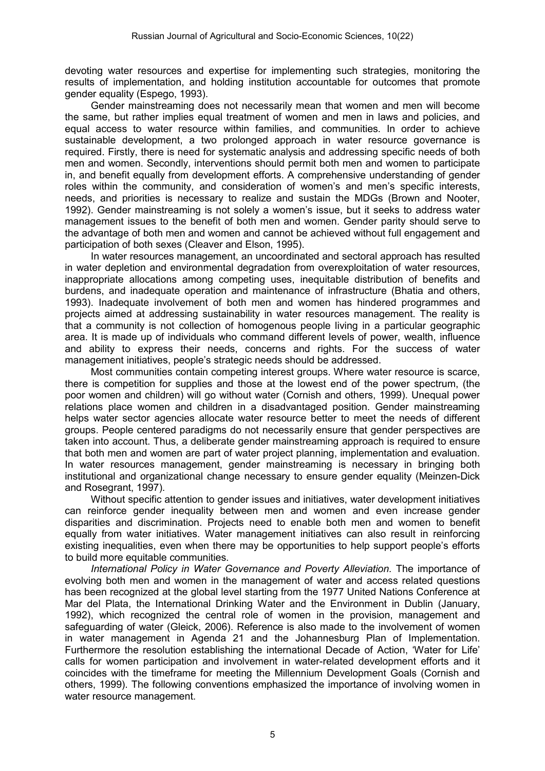devoting water resources and expertise for implementing such strategies, monitoring the results of implementation, and holding institution accountable for outcomes that promote gender equality (Espego, 1993).

Gender mainstreaming does not necessarily mean that women and men will become the same, but rather implies equal treatment of women and men in laws and policies, and equal access to water resource within families, and communities. In order to achieve sustainable development, a two prolonged approach in water resource governance is required. Firstly, there is need for systematic analysis and addressing specific needs of both men and women. Secondly, interventions should permit both men and women to participate in, and benefit equally from development efforts. A comprehensive understanding of gender roles within the community, and consideration of women's and men's specific interests, needs, and priorities is necessary to realize and sustain the MDGs (Brown and Nooter, 1992). Gender mainstreaming is not solely a women's issue, but it seeks to address water management issues to the benefit of both men and women. Gender parity should serve to the advantage of both men and women and cannot be achieved without full engagement and participation of both sexes (Cleaver and Elson, 1995).

In water resources management, an uncoordinated and sectoral approach has resulted in water depletion and environmental degradation from overexploitation of water resources, inappropriate allocations among competing uses, inequitable distribution of benefits and burdens, and inadequate operation and maintenance of infrastructure (Bhatia and others, 1993). Inadequate involvement of both men and women has hindered programmes and projects aimed at addressing sustainability in water resources management. The reality is that a community is not collection of homogenous people living in a particular geographic area. It is made up of individuals who command different levels of power, wealth, influence and ability to express their needs, concerns and rights. For the success of water management initiatives, people's strategic needs should be addressed.

Most communities contain competing interest groups. Where water resource is scarce, there is competition for supplies and those at the lowest end of the power spectrum, (the poor women and children) will go without water (Cornish and others, 1999). Unequal power relations place women and children in a disadvantaged position. Gender mainstreaming helps water sector agencies allocate water resource better to meet the needs of different groups. People centered paradigms do not necessarily ensure that gender perspectives are taken into account. Thus, a deliberate gender mainstreaming approach is required to ensure that both men and women are part of water project planning, implementation and evaluation. In water resources management, gender mainstreaming is necessary in bringing both institutional and organizational change necessary to ensure gender equality (Meinzen-Dick and Rosegrant, 1997).

Without specific attention to gender issues and initiatives, water development initiatives can reinforce gender inequality between men and women and even increase gender disparities and discrimination. Projects need to enable both men and women to benefit equally from water initiatives. Water management initiatives can also result in reinforcing existing inequalities, even when there may be opportunities to help support people's efforts to build more equitable communities.

*International Policy in Water Governance and Poverty Alleviation.* The importance of evolving both men and women in the management of water and access related questions has been recognized at the global level starting from the 1977 United Nations Conference at Mar del Plata, the International Drinking Water and the Environment in Dublin (January, 1992), which recognized the central role of women in the provision, management and safeguarding of water (Gleick, 2006). Reference is also made to the involvement of women in water management in Agenda 21 and the Johannesburg Plan of Implementation. Furthermore the resolution establishing the international Decade of Action, 'Water for Life' calls for women participation and involvement in water-related development efforts and it coincides with the timeframe for meeting the Millennium Development Goals (Cornish and others, 1999). The following conventions emphasized the importance of involving women in water resource management.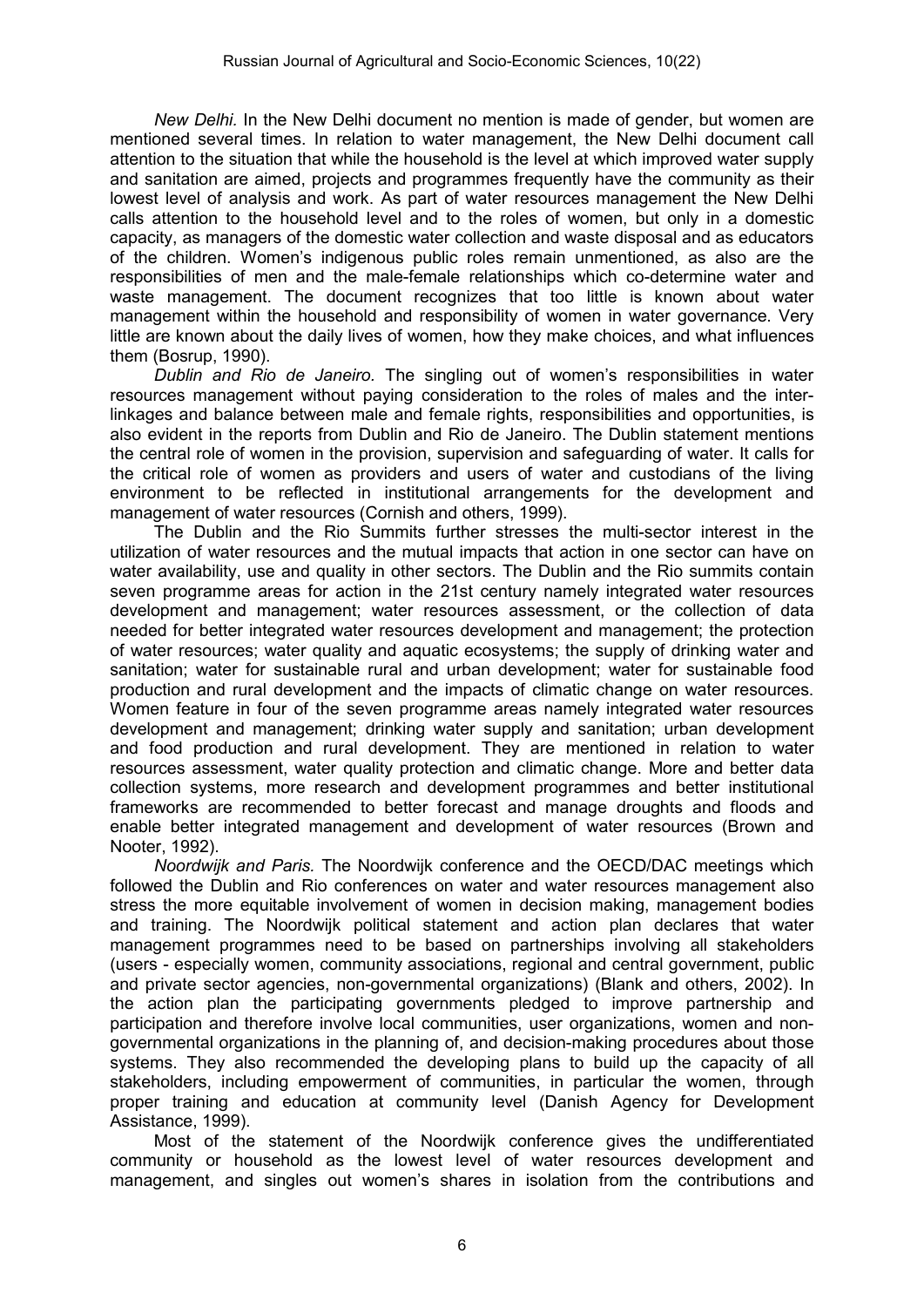*New Delhi.* In the New Delhi document no mention is made of gender, but women are mentioned several times. In relation to water management, the New Delhi document call attention to the situation that while the household is the level at which improved water supply and sanitation are aimed, projects and programmes frequently have the community as their lowest level of analysis and work. As part of water resources management the New Delhi calls attention to the household level and to the roles of women, but only in a domestic capacity, as managers of the domestic water collection and waste disposal and as educators of the children. Women's indigenous public roles remain unmentioned, as also are the responsibilities of men and the male-female relationships which co-determine water and waste management. The document recognizes that too little is known about water management within the household and responsibility of women in water governance. Very little are known about the daily lives of women, how they make choices, and what influences them (Bosrup, 1990).

*Dublin and Rio de Janeiro.* The singling out of women's responsibilities in water resources management without paying consideration to the roles of males and the inter-linkages and balance between male and female rights, responsibilities and opportunities, is also evident in the reports from Dublin and Rio de Janeiro. The Dublin statement mentions the central role of women in the provision, supervision and safeguarding of water. It calls for the critical role of women as providers and users of water and custodians of the living environment to be reflected in institutional arrangements for the development and management of water resources (Cornish and others, 1999).

The Dublin and the Rio Summits further stresses the multi-sector interest in the utilization of water resources and the mutual impacts that action in one sector can have on water availability, use and quality in other sectors. The Dublin and the Rio summits contain seven programme areas for action in the 21st century namely integrated water resources development and management; water resources assessment, or the collection of data needed for better integrated water resources development and management; the protection of water resources; water quality and aquatic ecosystems; the supply of drinking water and sanitation; water for sustainable rural and urban development; water for sustainable food production and rural development and the impacts of climatic change on water resources. Women feature in four of the seven programme areas namely integrated water resources development and management; drinking water supply and sanitation; urban development and food production and rural development. They are mentioned in relation to water resources assessment, water quality protection and climatic change. More and better data collection systems, more research and development programmes and better institutional frameworks are recommended to better forecast and manage droughts and floods and enable better integrated management and development of water resources (Brown and Nooter, 1992).

*Noordwijk and Paris.* The Noordwijk conference and the OECD/DAC meetings which followed the Dublin and Rio conferences on water and water resources management also stress the more equitable involvement of women in decision making, management bodies and training. The Noordwijk political statement and action plan declares that water management programmes need to be based on partnerships involving all stakeholders (users - especially women, community associations, regional and central government, public and private sector agencies, non-governmental organizations) (Blank and others, 2002). In the action plan the participating governments pledged to improve partnership and participation and therefore involve local communities, user organizations, women and non-governmental organizations in the planning of, and decision-making procedures about those systems. They also recommended the developing plans to build up the capacity of all stakeholders, including empowerment of communities, in particular the women, through proper training and education at community level (Danish Agency for Development Assistance, 1999).

Most of the statement of the Noordwijk conference gives the undifferentiated community or household as the lowest level of water resources development and management, and singles out women's shares in isolation from the contributions and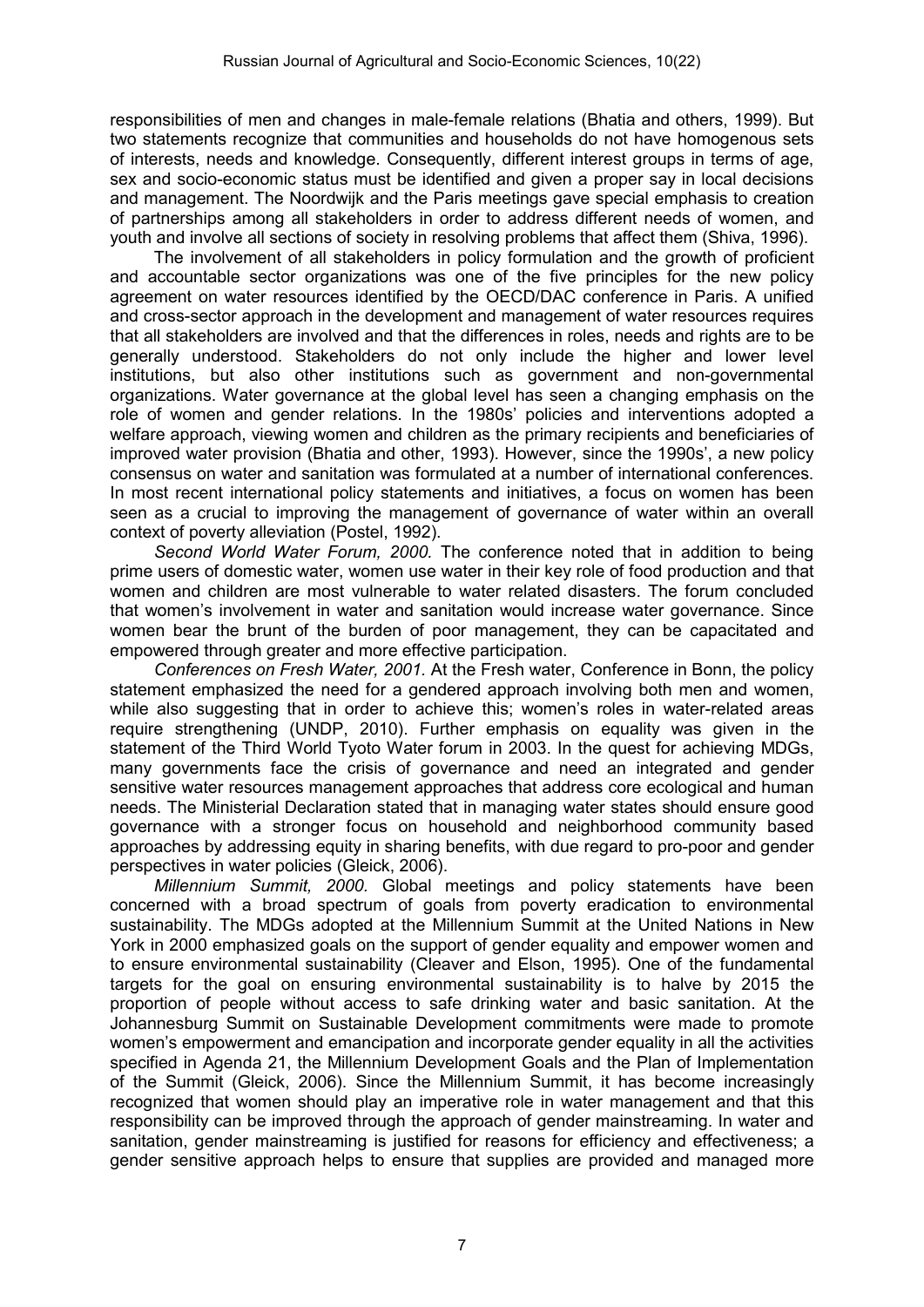responsibilities of men and changes in male-female relations (Bhatia and others, 1999). But two statements recognize that communities and households do not have homogenous sets of interests, needs and knowledge. Consequently, different interest groups in terms of age, sex and socio-economic status must be identified and given a proper say in local decisions and management. The Noordwijk and the Paris meetings gave special emphasis to creation of partnerships among all stakeholders in order to address different needs of women, and youth and involve all sections of society in resolving problems that affect them (Shiva, 1996).

The involvement of all stakeholders in policy formulation and the growth of proficient and accountable sector organizations was one of the five principles for the new policy agreement on water resources identified by the OECD/DAC conference in Paris. A unified and cross-sector approach in the development and management of water resources requires that all stakeholders are involved and that the differences in roles, needs and rights are to be generally understood. Stakeholders do not only include the higher and lower level institutions, but also other institutions such as government and non-governmental organizations. Water governance at the global level has seen a changing emphasis on the role of women and gender relations. In the 1980s' policies and interventions adopted a welfare approach, viewing women and children as the primary recipients and beneficiaries of improved water provision (Bhatia and other, 1993). However, since the 1990s', a new policy consensus on water and sanitation was formulated at a number of international conferences. In most recent international policy statements and initiatives, a focus on women has been seen as a crucial to improving the management of governance of water within an overall context of poverty alleviation (Postel, 1992).

*Second World Water Forum, 2000.* The conference noted that in addition to being prime users of domestic water, women use water in their key role of food production and that women and children are most vulnerable to water related disasters. The forum concluded that women's involvement in water and sanitation would increase water governance. Since women bear the brunt of the burden of poor management, they can be capacitated and empowered through greater and more effective participation.

*Conferences on Fresh Water, 2001.* At the Fresh water, Conference in Bonn, the policy statement emphasized the need for a gendered approach involving both men and women, while also suggesting that in order to achieve this; women's roles in water-related areas require strengthening (UNDP, 2010). Further emphasis on equality was given in the statement of the Third World Tyoto Water forum in 2003. In the quest for achieving MDGs, many governments face the crisis of governance and need an integrated and gender sensitive water resources management approaches that address core ecological and human needs. The Ministerial Declaration stated that in managing water states should ensure good governance with a stronger focus on household and neighborhood community based approaches by addressing equity in sharing benefits, with due regard to pro-poor and gender perspectives in water policies (Gleick, 2006).

*Millennium Summit, 2000.* Global meetings and policy statements have been concerned with a broad spectrum of goals from poverty eradication to environmental sustainability. The MDGs adopted at the Millennium Summit at the United Nations in New York in 2000 emphasized goals on the support of gender equality and empower women and to ensure environmental sustainability (Cleaver and Elson, 1995). One of the fundamental targets for the goal on ensuring environmental sustainability is to halve by 2015 the proportion of people without access to safe drinking water and basic sanitation. At the Johannesburg Summit on Sustainable Development commitments were made to promote women's empowerment and emancipation and incorporate gender equality in all the activities specified in Agenda 21, the Millennium Development Goals and the Plan of Implementation of the Summit (Gleick, 2006). Since the Millennium Summit, it has become increasingly recognized that women should play an imperative role in water management and that this responsibility can be improved through the approach of gender mainstreaming. In water and sanitation, gender mainstreaming is justified for reasons for efficiency and effectiveness; a gender sensitive approach helps to ensure that supplies are provided and managed more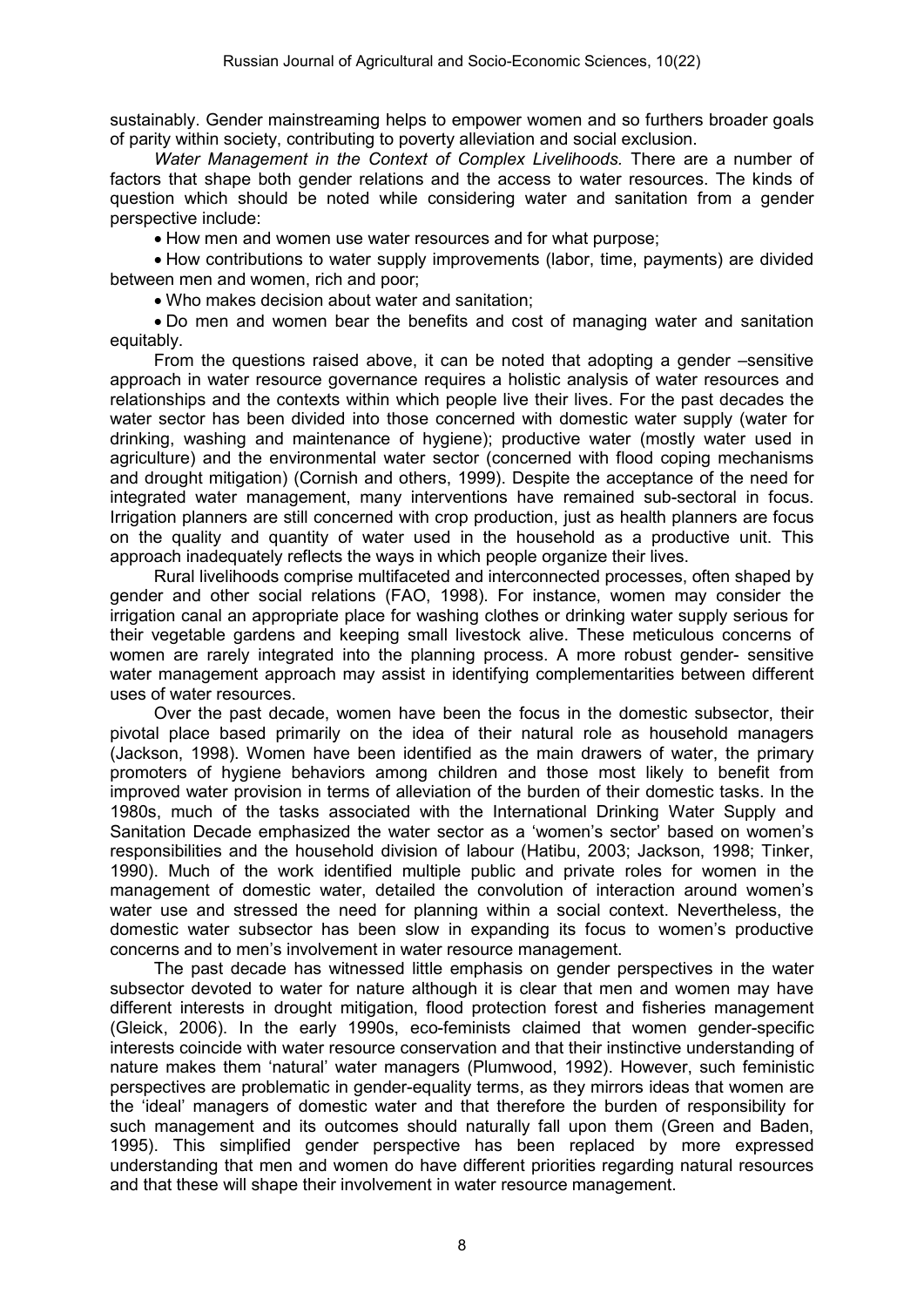sustainably. Gender mainstreaming helps to empower women and so furthers broader goals of parity within society, contributing to poverty alleviation and social exclusion.

*Water Management in the Context of Complex Livelihoods.* There are a number of factors that shape both gender relations and the access to water resources. The kinds of question which should be noted while considering water and sanitation from a gender perspective include:

- How men and women use water resources and for what purpose;
- How contributions to water supply improvements (labor, time, payments) are divided between men and women, rich and poor;
- Who makes decision about water and sanitation;
- Do men and women bear the benefits and cost of managing water and sanitation equitably.

From the questions raised above, it can be noted that adopting a gender –sensitive approach in water resource governance requires a holistic analysis of water resources and relationships and the contexts within which people live their lives. For the past decades the water sector has been divided into those concerned with domestic water supply (water for drinking, washing and maintenance of hygiene); productive water (mostly water used in agriculture) and the environmental water sector (concerned with flood coping mechanisms and drought mitigation) (Cornish and others, 1999). Despite the acceptance of the need for integrated water management, many interventions have remained sub-sectoral in focus. Irrigation planners are still concerned with crop production, just as health planners are focus on the quality and quantity of water used in the household as a productive unit. This approach inadequately reflects the ways in which people organize their lives.

Rural livelihoods comprise multifaceted and interconnected processes, often shaped by gender and other social relations (FAO, 1998). For instance, women may consider the irrigation canal an appropriate place for washing clothes or drinking water supply serious for their vegetable gardens and keeping small livestock alive. These meticulous concerns of women are rarely integrated into the planning process. A more robust gender- sensitive water management approach may assist in identifying complementarities between different uses of water resources.

Over the past decade, women have been the focus in the domestic subsector, their pivotal place based primarily on the idea of their natural role as household managers (Jackson, 1998). Women have been identified as the main drawers of water, the primary promoters of hygiene behaviors among children and those most likely to benefit from improved water provision in terms of alleviation of the burden of their domestic tasks. In the 1980s, much of the tasks associated with the International Drinking Water Supply and Sanitation Decade emphasized the water sector as a 'women's sector' based on women's responsibilities and the household division of labour (Hatibu, 2003; Jackson, 1998; Tinker, 1990). Much of the work identified multiple public and private roles for women in the management of domestic water, detailed the convolution of interaction around women's water use and stressed the need for planning within a social context. Nevertheless, the domestic water subsector has been slow in expanding its focus to women's productive concerns and to men's involvement in water resource management.

The past decade has witnessed little emphasis on gender perspectives in the water subsector devoted to water for nature although it is clear that men and women may have different interests in drought mitigation, flood protection forest and fisheries management (Gleick, 2006). In the early 1990s, eco-feminists claimed that women gender-specific interests coincide with water resource conservation and that their instinctive understanding of nature makes them 'natural' water managers (Plumwood, 1992). However, such feministic perspectives are problematic in gender-equality terms, as they mirrors ideas that women are the 'ideal' managers of domestic water and that therefore the burden of responsibility for such management and its outcomes should naturally fall upon them (Green and Baden, 1995). This simplified gender perspective has been replaced by more expressed understanding that men and women do have different priorities regarding natural resources and that these will shape their involvement in water resource management.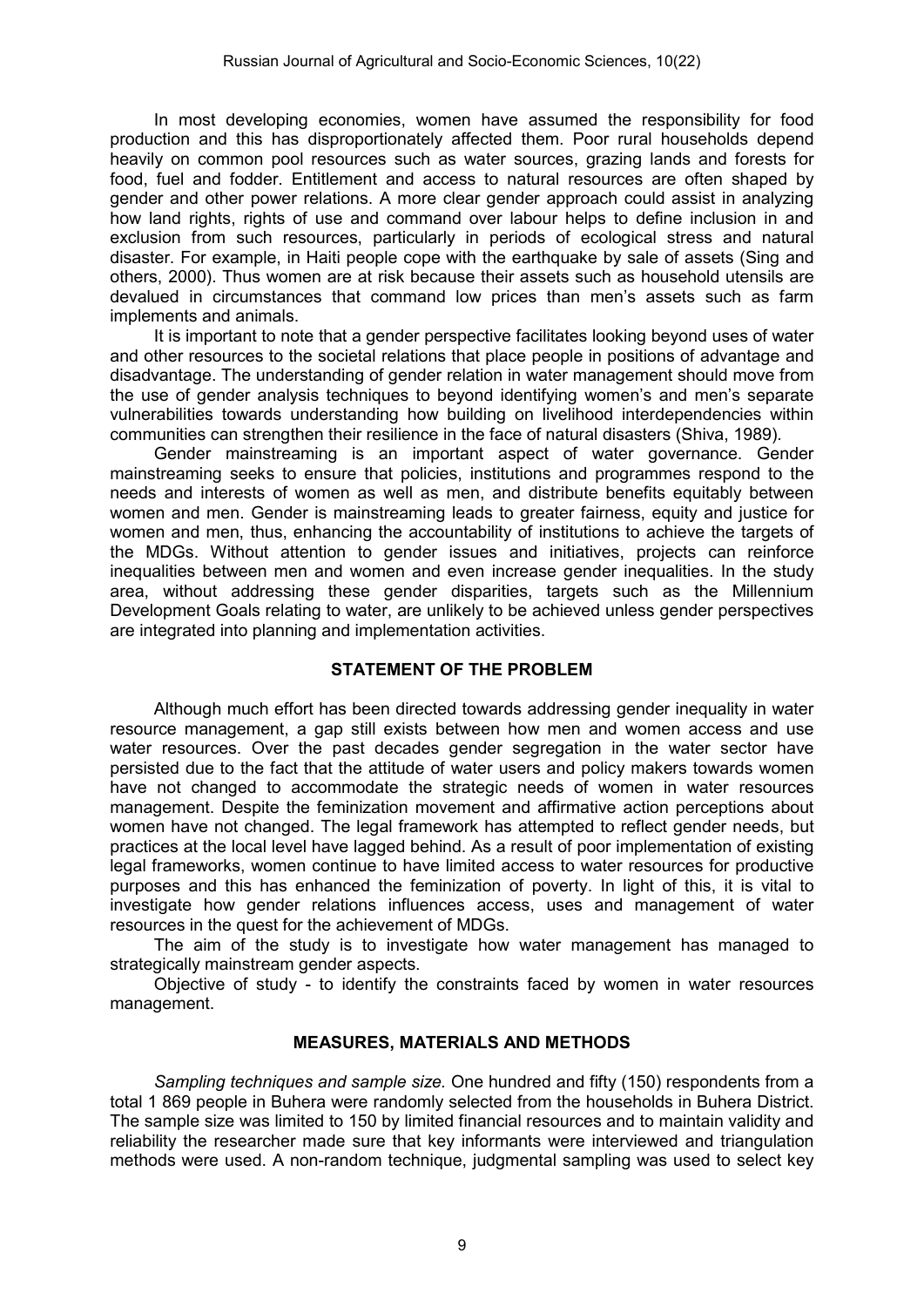In most developing economies, women have assumed the responsibility for food production and this has disproportionately affected them. Poor rural households depend heavily on common pool resources such as water sources, grazing lands and forests for food, fuel and fodder. Entitlement and access to natural resources are often shaped by gender and other power relations. A more clear gender approach could assist in analyzing how land rights, rights of use and command over labour helps to define inclusion in and exclusion from such resources, particularly in periods of ecological stress and natural disaster. For example, in Haiti people cope with the earthquake by sale of assets (Sing and others, 2000). Thus women are at risk because their assets such as household utensils are devalued in circumstances that command low prices than men's assets such as farm implements and animals.

It is important to note that a gender perspective facilitates looking beyond uses of water and other resources to the societal relations that place people in positions of advantage and disadvantage. The understanding of gender relation in water management should move from the use of gender analysis techniques to beyond identifying women's and men's separate vulnerabilities towards understanding how building on livelihood interdependencies within communities can strengthen their resilience in the face of natural disasters (Shiva, 1989).

Gender mainstreaming is an important aspect of water governance. Gender mainstreaming seeks to ensure that policies, institutions and programmes respond to the needs and interests of women as well as men, and distribute benefits equitably between women and men. Gender is mainstreaming leads to greater fairness, equity and justice for women and men, thus, enhancing the accountability of institutions to achieve the targets of the MDGs. Without attention to gender issues and initiatives, projects can reinforce inequalities between men and women and even increase gender inequalities. In the study area, without addressing these gender disparities, targets such as the Millennium Development Goals relating to water, are unlikely to be achieved unless gender perspectives are integrated into planning and implementation activities.

## STATEMENT OF THE PROBLEM

Although much effort has been directed towards addressing gender inequality in water resource management, a gap still exists between how men and women access and use water resources. Over the past decades gender segregation in the water sector have persisted due to the fact that the attitude of water users and policy makers towards women have not changed to accommodate the strategic needs of women in water resources management. Despite the feminization movement and affirmative action perceptions about women have not changed. The legal framework has attempted to reflect gender needs, but practices at the local level have lagged behind. As a result of poor implementation of existing legal frameworks, women continue to have limited access to water resources for productive purposes and this has enhanced the feminization of poverty. In light of this, it is vital to investigate how gender relations influences access, uses and management of water resources in the quest for the achievement of MDGs.

The aim of the study is to investigate how water management has managed to strategically mainstream gender aspects.

Objective of study - to identify the constraints faced by women in water resources management.

## MEASURES, MATERIALS AND METHODS

*Sampling techniques and sample size.* One hundred and fifty (150) respondents from a total 1 869 people in Buhera were randomly selected from the households in Buhera District. The sample size was limited to 150 by limited financial resources and to maintain validity and reliability the researcher made sure that key informants were interviewed and triangulation methods were used. A non-random technique, judgmental sampling was used to select key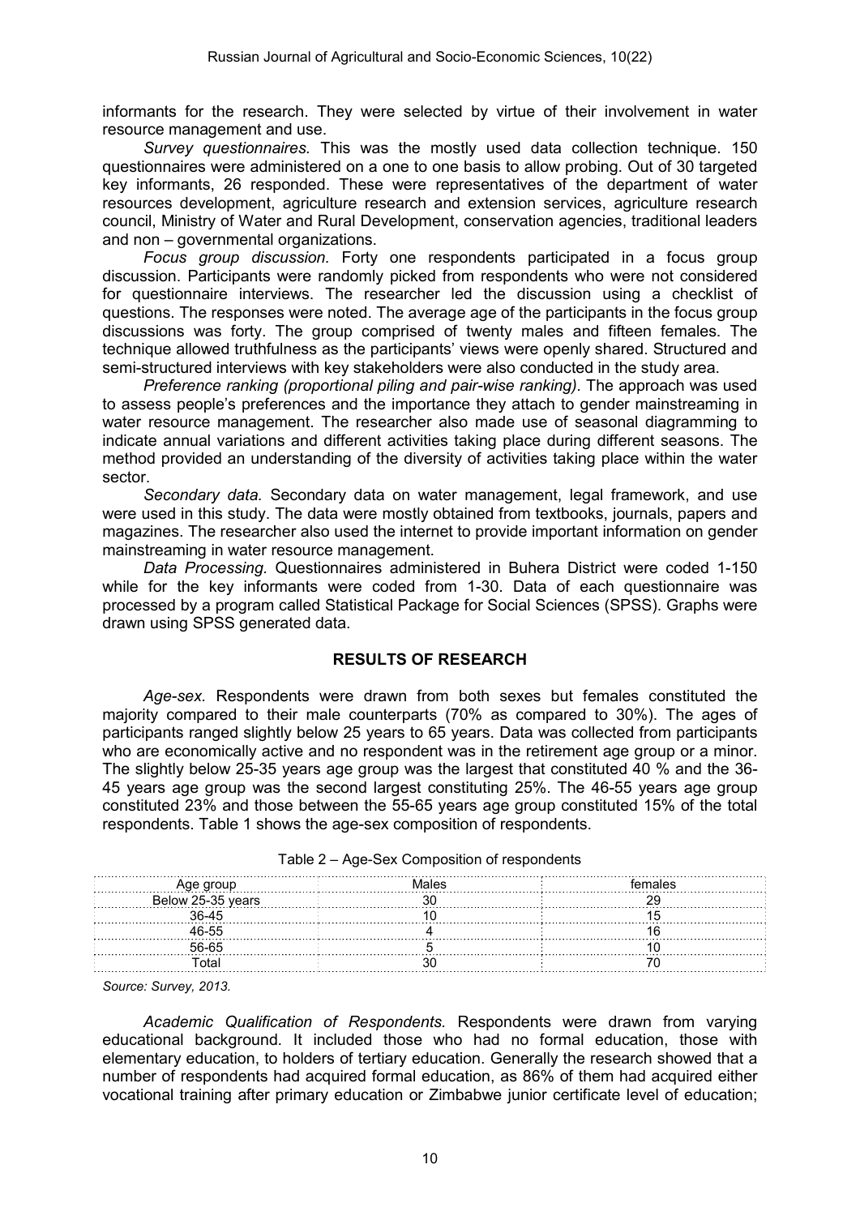informants for the research. They were selected by virtue of their involvement in water resource management and use.

*Survey questionnaires.* This was the mostly used data collection technique. 150 questionnaires were administered on a one to one basis to allow probing. Out of 30 targeted key informants, 26 responded. These were representatives of the department of water resources development, agriculture research and extension services, agriculture research council, Ministry of Water and Rural Development, conservation agencies, traditional leaders and non – governmental organizations.

*Focus group discussion.* Forty one respondents participated in a focus group discussion. Participants were randomly picked from respondents who were not considered for questionnaire interviews. The researcher led the discussion using a checklist of questions. The responses were noted. The average age of the participants in the focus group discussions was forty. The group comprised of twenty males and fifteen females. The technique allowed truthfulness as the participants' views were openly shared. Structured and semi-structured interviews with key stakeholders were also conducted in the study area.

*Preference ranking (proportional piling and pair-wise ranking).* The approach was used to assess people's preferences and the importance they attach to gender mainstreaming in water resource management. The researcher also made use of seasonal diagramming to indicate annual variations and different activities taking place during different seasons. The method provided an understanding of the diversity of activities taking place within the water sector.

*Secondary data.* Secondary data on water management, legal framework, and use were used in this study. The data were mostly obtained from textbooks, journals, papers and magazines. The researcher also used the internet to provide important information on gender mainstreaming in water resource management.

*Data Processing.* Questionnaires administered in Buhera District were coded 1-150 while for the key informants were coded from 1-30. Data of each questionnaire was processed by a program called Statistical Package for Social Sciences (SPSS). Graphs were drawn using SPSS generated data.

## RESULTS OF RESEARCH

*Age-sex.* Respondents were drawn from both sexes but females constituted the majority compared to their male counterparts (70% as compared to 30%). The ages of participants ranged slightly below 25 years to 65 years. Data was collected from participants who are economically active and no respondent was in the retirement age group or a minor. The slightly below 25-35 years age group was the largest that constituted 40 % and the 36-45 years age group was the second largest constituting 25%. The 46-55 years age group constituted 23% and those between the 55-65 years age group constituted 15% of the total respondents. Table 1 shows the age-sex composition of respondents.

Table 2 – Age-Sex Composition of respondents

| Age group | Males | females |
|---|---|---|
| Below 25-35 years | 30 | 29 |
| 36-45 | 10 | 15 |
| 46-55 | 4 | 16 |
| 56-65 | 5 | 10 |
| Total | 30 | 70 |

*Source: Survey, 2013.*

*Academic Qualification of Respondents.* Respondents were drawn from varying educational background. It included those who had no formal education, those with elementary education, to holders of tertiary education. Generally the research showed that a number of respondents had acquired formal education, as 86% of them had acquired either vocational training after primary education or Zimbabwe junior certificate level of education;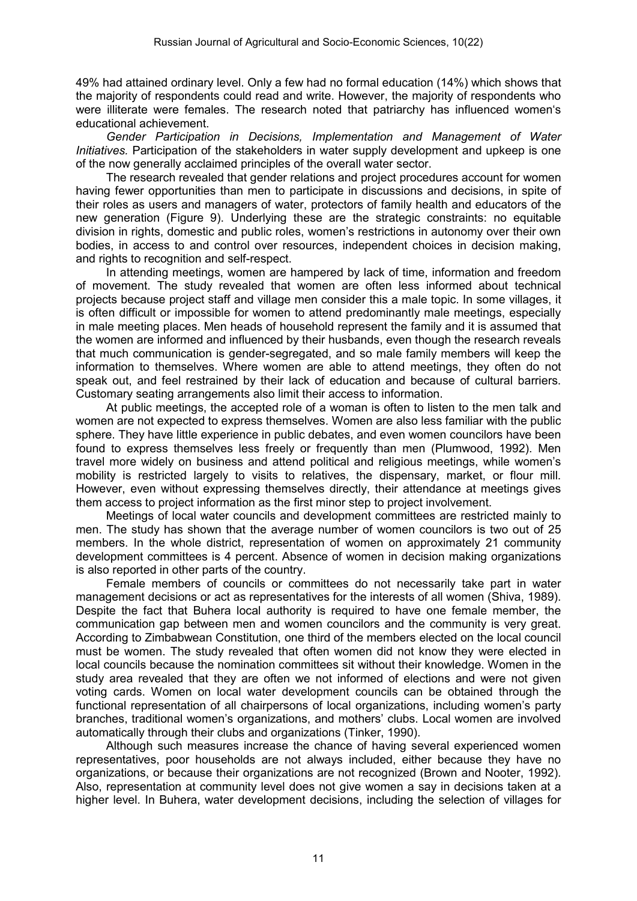49% had attained ordinary level. Only a few had no formal education (14%) which shows that the majority of respondents could read and write. However, the majority of respondents who were illiterate were females. The research noted that patriarchy has influenced women's educational achievement.

*Gender Participation in Decisions, Implementation and Management of Water Initiatives.* Participation of the stakeholders in water supply development and upkeep is one of the now generally acclaimed principles of the overall water sector.

The research revealed that gender relations and project procedures account for women having fewer opportunities than men to participate in discussions and decisions, in spite of their roles as users and managers of water, protectors of family health and educators of the new generation (Figure 9). Underlying these are the strategic constraints: no equitable division in rights, domestic and public roles, women's restrictions in autonomy over their own bodies, in access to and control over resources, independent choices in decision making, and rights to recognition and self-respect.

In attending meetings, women are hampered by lack of time, information and freedom of movement. The study revealed that women are often less informed about technical projects because project staff and village men consider this a male topic. In some villages, it is often difficult or impossible for women to attend predominantly male meetings, especially in male meeting places. Men heads of household represent the family and it is assumed that the women are informed and influenced by their husbands, even though the research reveals that much communication is gender-segregated, and so male family members will keep the information to themselves. Where women are able to attend meetings, they often do not speak out, and feel restrained by their lack of education and because of cultural barriers. Customary seating arrangements also limit their access to information.

At public meetings, the accepted role of a woman is often to listen to the men talk and women are not expected to express themselves. Women are also less familiar with the public sphere. They have little experience in public debates, and even women councilors have been found to express themselves less freely or frequently than men (Plumwood, 1992). Men travel more widely on business and attend political and religious meetings, while women's mobility is restricted largely to visits to relatives, the dispensary, market, or flour mill. However, even without expressing themselves directly, their attendance at meetings gives them access to project information as the first minor step to project involvement.

Meetings of local water councils and development committees are restricted mainly to men. The study has shown that the average number of women councilors is two out of 25 members. In the whole district, representation of women on approximately 21 community development committees is 4 percent. Absence of women in decision making organizations is also reported in other parts of the country.

Female members of councils or committees do not necessarily take part in water management decisions or act as representatives for the interests of all women (Shiva, 1989). Despite the fact that Buhera local authority is required to have one female member, the communication gap between men and women councilors and the community is very great. According to Zimbabwean Constitution, one third of the members elected on the local council must be women. The study revealed that often women did not know they were elected in local councils because the nomination committees sit without their knowledge. Women in the study area revealed that they are often we not informed of elections and were not given voting cards. Women on local water development councils can be obtained through the functional representation of all chairpersons of local organizations, including women's party branches, traditional women's organizations, and mothers' clubs. Local women are involved automatically through their clubs and organizations (Tinker, 1990).

Although such measures increase the chance of having several experienced women representatives, poor households are not always included, either because they have no organizations, or because their organizations are not recognized (Brown and Nooter, 1992). Also, representation at community level does not give women a say in decisions taken at a higher level. In Buhera, water development decisions, including the selection of villages for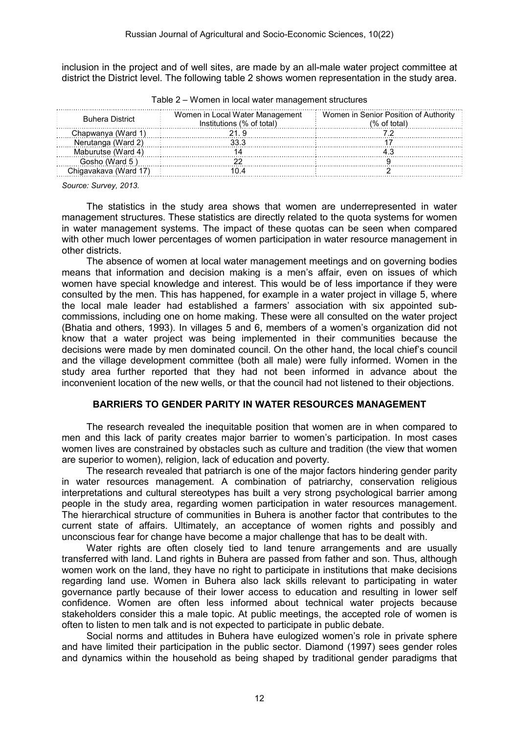inclusion in the project and of well sites, are made by an all-male water project committee at district the District level. The following table 2 shows women representation in the study area.

Table 2 – Women in local water management structures

| Buhera District | Women in Local Water Management Institutions (% of total) | Women in Senior Position of Authority (% of total) |
| --- | --- | --- |
| Chapwanya (Ward 1) | 21. 9 | 7.2 |
| Nerutanga (Ward 2) | 33.3 | 17 |
| Maburutse (Ward 4) | 14 | 4.3 |
| Gosho (Ward 5 ) | 22 | 9 |
| Chigavakava (Ward 17) | 10.4 | 2 |

*Source: Survey, 2013.*

The statistics in the study area shows that women are underrepresented in water management structures. These statistics are directly related to the quota systems for women in water management systems. The impact of these quotas can be seen when compared with other much lower percentages of women participation in water resource management in other districts.

The absence of women at local water management meetings and on governing bodies means that information and decision making is a men's affair, even on issues of which women have special knowledge and interest. This would be of less importance if they were consulted by the men. This has happened, for example in a water project in village 5, where the local male leader had established a farmers' association with six appointed sub-commissions, including one on home making. These were all consulted on the water project (Bhatia and others, 1993). In villages 5 and 6, members of a women's organization did not know that a water project was being implemented in their communities because the decisions were made by men dominated council. On the other hand, the local chief's council and the village development committee (both all male) were fully informed. Women in the study area further reported that they had not been informed in advance about the inconvenient location of the new wells, or that the council had not listened to their objections.

## BARRIERS TO GENDER PARITY IN WATER RESOURCES MANAGEMENT

The research revealed the inequitable position that women are in when compared to men and this lack of parity creates major barrier to women's participation. In most cases women lives are constrained by obstacles such as culture and tradition (the view that women are superior to women), religion, lack of education and poverty.

The research revealed that patriarch is one of the major factors hindering gender parity in water resources management. A combination of patriarchy, conservation religious interpretations and cultural stereotypes has built a very strong psychological barrier among people in the study area, regarding women participation in water resources management. The hierarchical structure of communities in Buhera is another factor that contributes to the current state of affairs. Ultimately, an acceptance of women rights and possibly and unconscious fear for change have become a major challenge that has to be dealt with.

Water rights are often closely tied to land tenure arrangements and are usually transferred with land. Land rights in Buhera are passed from father and son. Thus, although women work on the land, they have no right to participate in institutions that make decisions regarding land use. Women in Buhera also lack skills relevant to participating in water governance partly because of their lower access to education and resulting in lower self confidence. Women are often less informed about technical water projects because stakeholders consider this a male topic. At public meetings, the accepted role of women is often to listen to men talk and is not expected to participate in public debate.

Social norms and attitudes in Buhera have eulogized women's role in private sphere and have limited their participation in the public sector. Diamond (1997) sees gender roles and dynamics within the household as being shaped by traditional gender paradigms that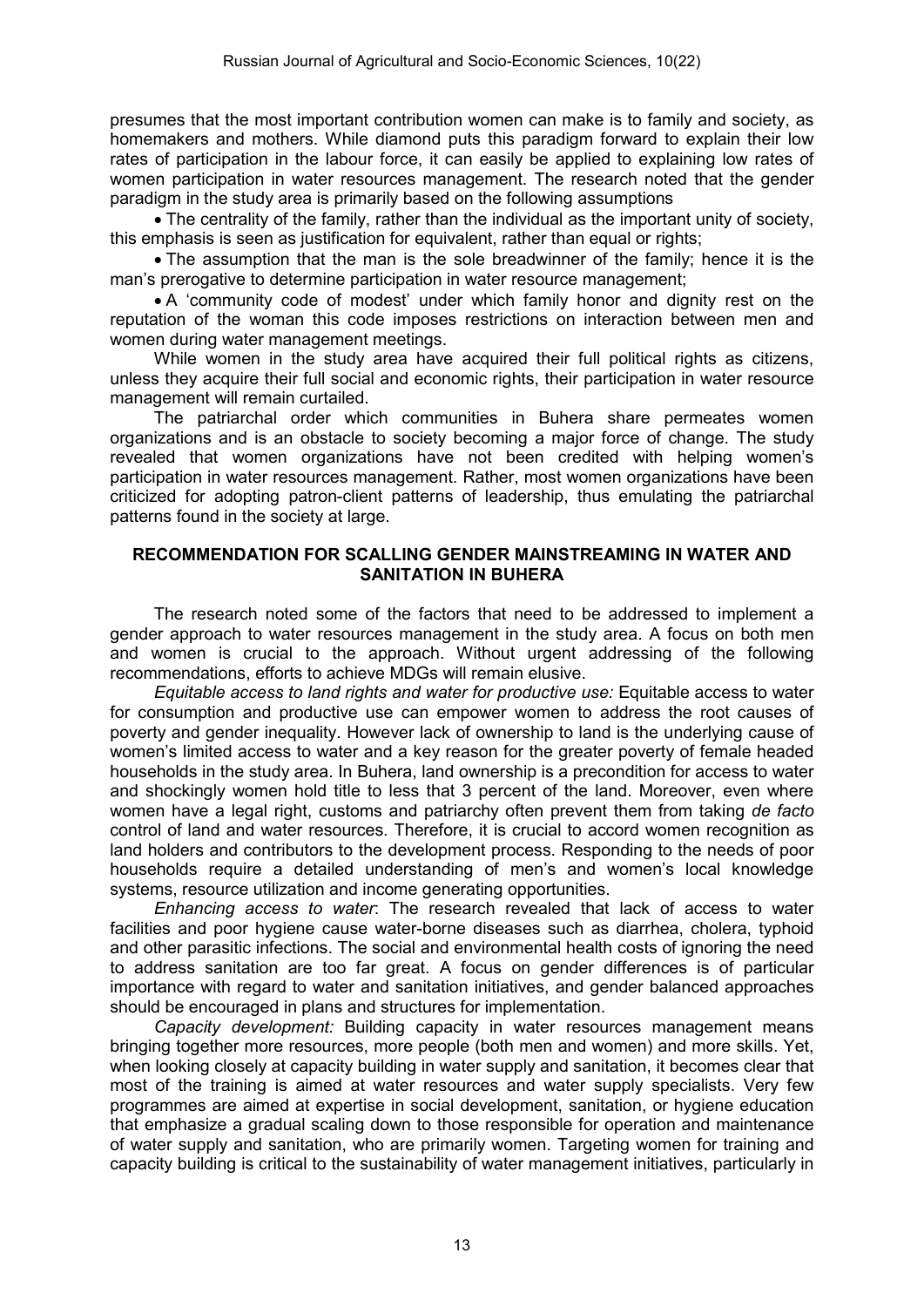presumes that the most important contribution women can make is to family and society, as homemakers and mothers. While diamond puts this paradigm forward to explain their low rates of participation in the labour force, it can easily be applied to explaining low rates of women participation in water resources management. The research noted that the gender paradigm in the study area is primarily based on the following assumptions

- The centrality of the family, rather than the individual as the important unity of society, this emphasis is seen as justification for equivalent, rather than equal or rights;
- The assumption that the man is the sole breadwinner of the family; hence it is the man's prerogative to determine participation in water resource management;
- A 'community code of modest' under which family honor and dignity rest on the reputation of the woman this code imposes restrictions on interaction between men and women during water management meetings.

While women in the study area have acquired their full political rights as citizens, unless they acquire their full social and economic rights, their participation in water resource management will remain curtailed.

The patriarchal order which communities in Buhera share permeates women organizations and is an obstacle to society becoming a major force of change. The study revealed that women organizations have not been credited with helping women's participation in water resources management. Rather, most women organizations have been criticized for adopting patron-client patterns of leadership, thus emulating the patriarchal patterns found in the society at large.

## RECOMMENDATION FOR SCALLING GENDER MAINSTREAMING IN WATER AND SANITATION IN BUHERA

The research noted some of the factors that need to be addressed to implement a gender approach to water resources management in the study area. A focus on both men and women is crucial to the approach. Without urgent addressing of the following recommendations, efforts to achieve MDGs will remain elusive.

*Equitable access to land rights and water for productive use:* Equitable access to water for consumption and productive use can empower women to address the root causes of poverty and gender inequality. However lack of ownership to land is the underlying cause of women's limited access to water and a key reason for the greater poverty of female headed households in the study area. In Buhera, land ownership is a precondition for access to water and shockingly women hold title to less that 3 percent of the land. Moreover, even where women have a legal right, customs and patriarchy often prevent them from taking *de facto* control of land and water resources. Therefore, it is crucial to accord women recognition as land holders and contributors to the development process. Responding to the needs of poor households require a detailed understanding of men's and women's local knowledge systems, resource utilization and income generating opportunities.

*Enhancing access to water*: The research revealed that lack of access to water facilities and poor hygiene cause water-borne diseases such as diarrhea, cholera, typhoid and other parasitic infections. The social and environmental health costs of ignoring the need to address sanitation are too far great. A focus on gender differences is of particular importance with regard to water and sanitation initiatives, and gender balanced approaches should be encouraged in plans and structures for implementation.

*Capacity development:* Building capacity in water resources management means bringing together more resources, more people (both men and women) and more skills. Yet, when looking closely at capacity building in water supply and sanitation, it becomes clear that most of the training is aimed at water resources and water supply specialists. Very few programmes are aimed at expertise in social development, sanitation, or hygiene education that emphasize a gradual scaling down to those responsible for operation and maintenance of water supply and sanitation, who are primarily women. Targeting women for training and capacity building is critical to the sustainability of water management initiatives, particularly in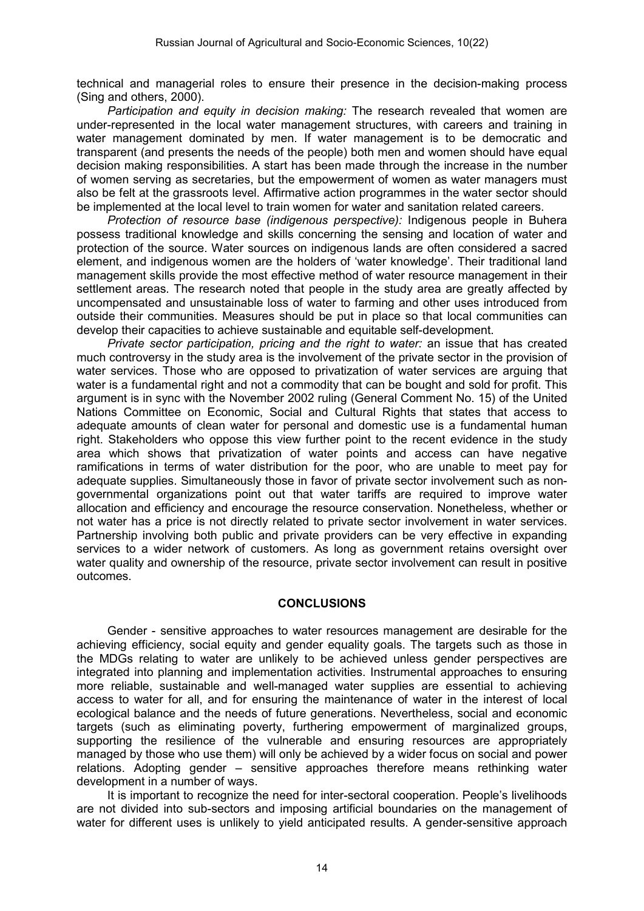technical and managerial roles to ensure their presence in the decision-making process (Sing and others, 2000).

*Participation and equity in decision making:* The research revealed that women are under-represented in the local water management structures, with careers and training in water management dominated by men. If water management is to be democratic and transparent (and presents the needs of the people) both men and women should have equal decision making responsibilities. A start has been made through the increase in the number of women serving as secretaries, but the empowerment of women as water managers must also be felt at the grassroots level. Affirmative action programmes in the water sector should be implemented at the local level to train women for water and sanitation related careers.

*Protection of resource base (indigenous perspective):* Indigenous people in Buhera possess traditional knowledge and skills concerning the sensing and location of water and protection of the source. Water sources on indigenous lands are often considered a sacred element, and indigenous women are the holders of 'water knowledge'. Their traditional land management skills provide the most effective method of water resource management in their settlement areas. The research noted that people in the study area are greatly affected by uncompensated and unsustainable loss of water to farming and other uses introduced from outside their communities. Measures should be put in place so that local communities can develop their capacities to achieve sustainable and equitable self-development.

*Private sector participation, pricing and the right to water:* an issue that has created much controversy in the study area is the involvement of the private sector in the provision of water services. Those who are opposed to privatization of water services are arguing that water is a fundamental right and not a commodity that can be bought and sold for profit. This argument is in sync with the November 2002 ruling (General Comment No. 15) of the United Nations Committee on Economic, Social and Cultural Rights that states that access to adequate amounts of clean water for personal and domestic use is a fundamental human right. Stakeholders who oppose this view further point to the recent evidence in the study area which shows that privatization of water points and access can have negative ramifications in terms of water distribution for the poor, who are unable to meet pay for adequate supplies. Simultaneously those in favor of private sector involvement such as non-governmental organizations point out that water tariffs are required to improve water allocation and efficiency and encourage the resource conservation. Nonetheless, whether or not water has a price is not directly related to private sector involvement in water services. Partnership involving both public and private providers can be very effective in expanding services to a wider network of customers. As long as government retains oversight over water quality and ownership of the resource, private sector involvement can result in positive outcomes.

## CONCLUSIONS

Gender - sensitive approaches to water resources management are desirable for the achieving efficiency, social equity and gender equality goals. The targets such as those in the MDGs relating to water are unlikely to be achieved unless gender perspectives are integrated into planning and implementation activities. Instrumental approaches to ensuring more reliable, sustainable and well-managed water supplies are essential to achieving access to water for all, and for ensuring the maintenance of water in the interest of local ecological balance and the needs of future generations. Nevertheless, social and economic targets (such as eliminating poverty, furthering empowerment of marginalized groups, supporting the resilience of the vulnerable and ensuring resources are appropriately managed by those who use them) will only be achieved by a wider focus on social and power relations. Adopting gender – sensitive approaches therefore means rethinking water development in a number of ways.

It is important to recognize the need for inter-sectoral cooperation. People's livelihoods are not divided into sub-sectors and imposing artificial boundaries on the management of water for different uses is unlikely to yield anticipated results. A gender-sensitive approach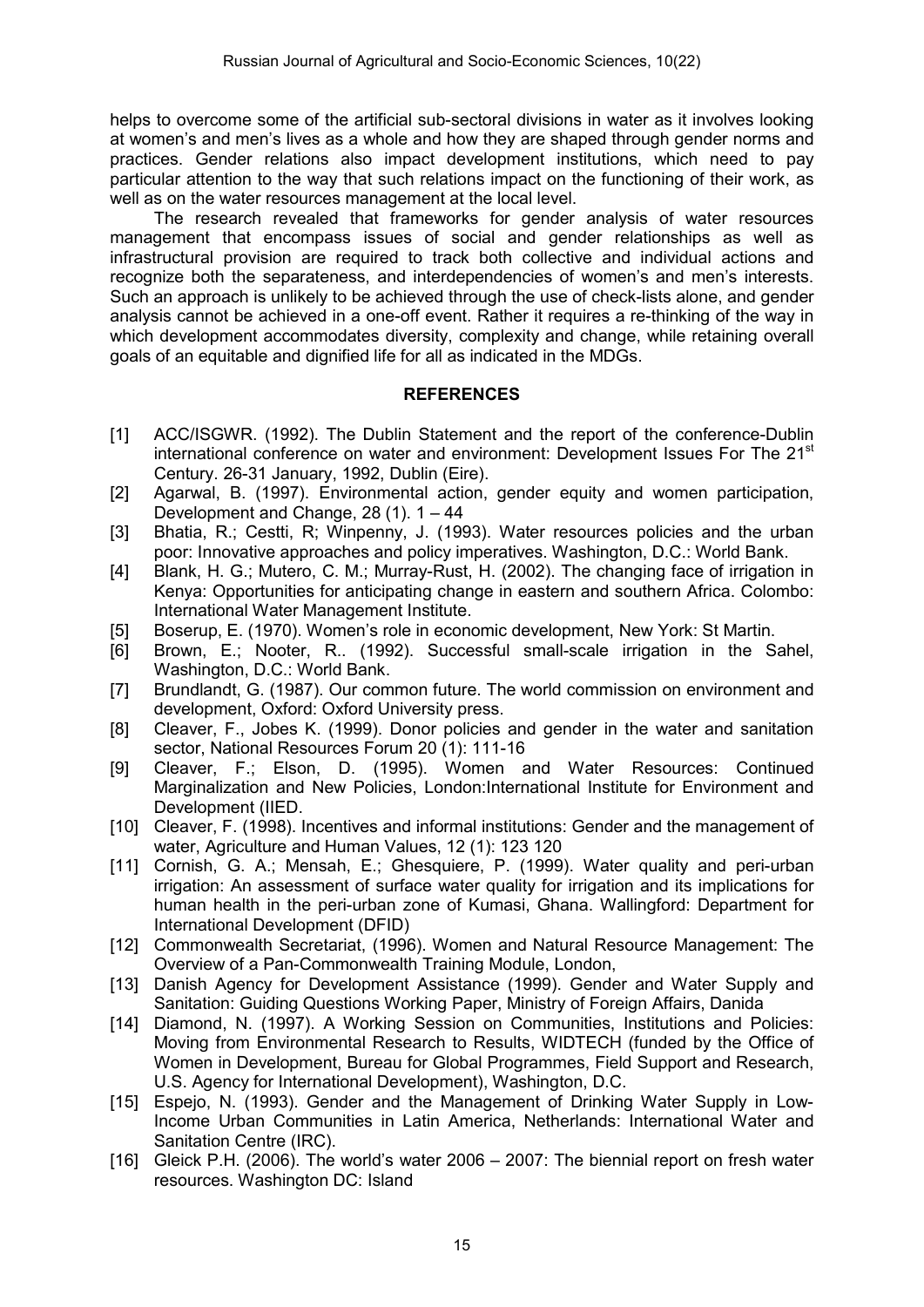helps to overcome some of the artificial sub-sectoral divisions in water as it involves looking at women's and men's lives as a whole and how they are shaped through gender norms and practices. Gender relations also impact development institutions, which need to pay particular attention to the way that such relations impact on the functioning of their work, as well as on the water resources management at the local level.

The research revealed that frameworks for gender analysis of water resources management that encompass issues of social and gender relationships as well as infrastructural provision are required to track both collective and individual actions and recognize both the separateness, and interdependencies of women's and men's interests. Such an approach is unlikely to be achieved through the use of check-lists alone, and gender analysis cannot be achieved in a one-off event. Rather it requires a re-thinking of the way in which development accommodates diversity, complexity and change, while retaining overall goals of an equitable and dignified life for all as indicated in the MDGs.

## REFERENCES

[1] ACC/ISGWR. (1992). The Dublin Statement and the report of the conference-Dublin international conference on water and environment: Development Issues For The 21st Century. 26-31 January, 1992, Dublin (Eire).

[2] Agarwal, B. (1997). Environmental action, gender equity and women participation, Development and Change, 28 (1). 1 – 44

[3] Bhatia, R.; Cestti, R; Winpenny, J. (1993). Water resources policies and the urban poor: Innovative approaches and policy imperatives. Washington, D.C.: World Bank.

[4] Blank, H. G.; Mutero, C. M.; Murray-Rust, H. (2002). The changing face of irrigation in Kenya: Opportunities for anticipating change in eastern and southern Africa. Colombo: International Water Management Institute.

[5] Boserup, E. (1970). Women's role in economic development, New York: St Martin.

[6] Brown, E.; Nooter, R.. (1992). Successful small-scale irrigation in the Sahel, Washington, D.C.: World Bank.

[7] Brundlandt, G. (1987). Our common future. The world commission on environment and development, Oxford: Oxford University press.

[8] Cleaver, F., Jobes K. (1999). Donor policies and gender in the water and sanitation sector, National Resources Forum 20 (1): 111-16

[9] Cleaver, F.; Elson, D. (1995). Women and Water Resources: Continued Marginalization and New Policies, London:International Institute for Environment and Development (IIED.

[10] Cleaver, F. (1998). Incentives and informal institutions: Gender and the management of water, Agriculture and Human Values, 12 (1): 123 120

[11] Cornish, G. A.; Mensah, E.; Ghesquiere, P. (1999). Water quality and peri-urban irrigation: An assessment of surface water quality for irrigation and its implications for human health in the peri-urban zone of Kumasi, Ghana. Wallingford: Department for International Development (DFID)

[12] Commonwealth Secretariat, (1996). Women and Natural Resource Management: The Overview of a Pan-Commonwealth Training Module, London,

[13] Danish Agency for Development Assistance (1999). Gender and Water Supply and Sanitation: Guiding Questions Working Paper, Ministry of Foreign Affairs, Danida

[14] Diamond, N. (1997). A Working Session on Communities, Institutions and Policies: Moving from Environmental Research to Results, WIDTECH (funded by the Office of Women in Development, Bureau for Global Programmes, Field Support and Research, U.S. Agency for International Development), Washington, D.C.

[15] Espejo, N. (1993). Gender and the Management of Drinking Water Supply in Low-Income Urban Communities in Latin America, Netherlands: International Water and Sanitation Centre (IRC).

[16] Gleick P.H. (2006). The world's water 2006 – 2007: The biennial report on fresh water resources. Washington DC: Island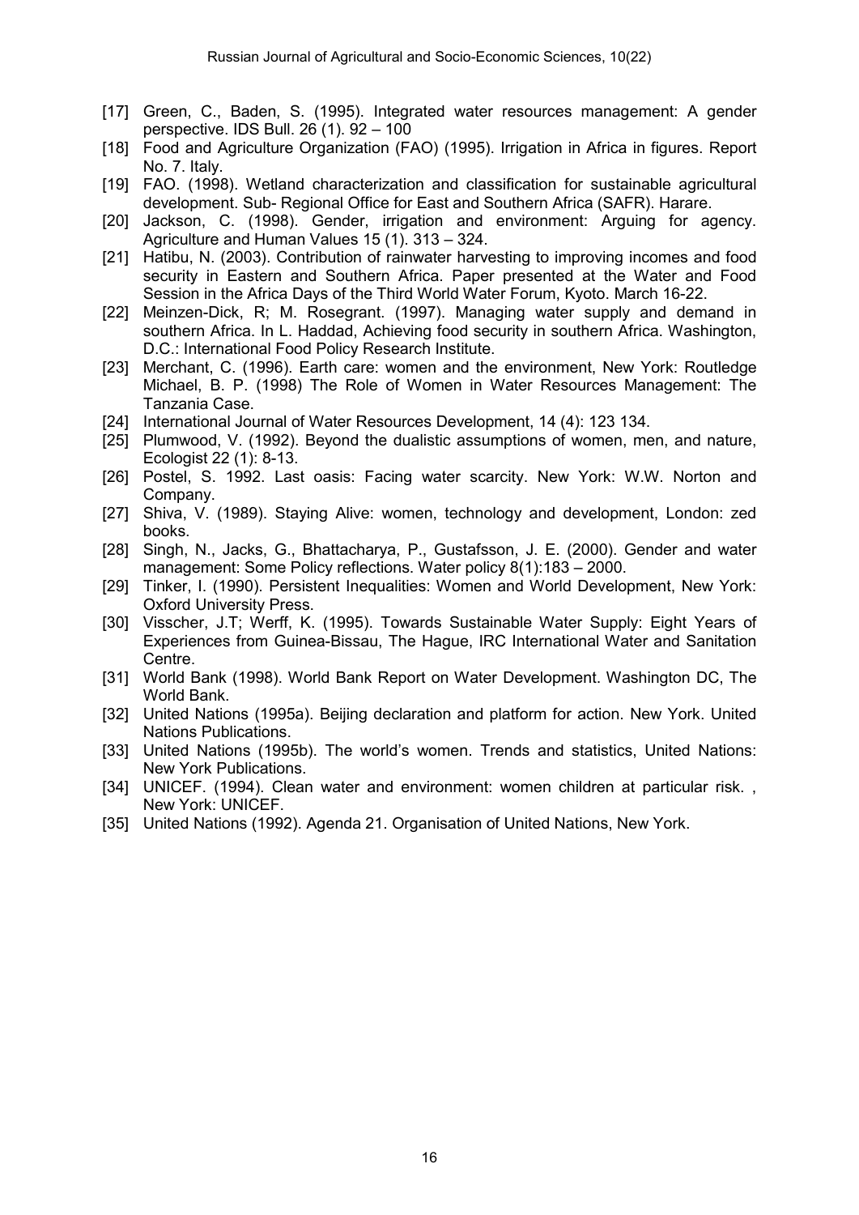[17] Green, C., Baden, S. (1995). Integrated water resources management: A gender perspective. IDS Bull. 26 (1). 92 – 100

[18] Food and Agriculture Organization (FAO) (1995). Irrigation in Africa in figures. Report No. 7. Italy.

[19] FAO. (1998). Wetland characterization and classification for sustainable agricultural development. Sub- Regional Office for East and Southern Africa (SAFR). Harare.

[20] Jackson, C. (1998). Gender, irrigation and environment: Arguing for agency. Agriculture and Human Values 15 (1). 313 – 324.

[21] Hatibu, N. (2003). Contribution of rainwater harvesting to improving incomes and food security in Eastern and Southern Africa. Paper presented at the Water and Food Session in the Africa Days of the Third World Water Forum, Kyoto. March 16-22.

[22] Meinzen-Dick, R; M. Rosegrant. (1997). Managing water supply and demand in southern Africa. In L. Haddad, Achieving food security in southern Africa. Washington, D.C.: International Food Policy Research Institute.

[23] Merchant, C. (1996). Earth care: women and the environment, New York: Routledge Michael, B. P. (1998) The Role of Women in Water Resources Management: The Tanzania Case.

[24] International Journal of Water Resources Development, 14 (4): 123 134.

[25] Plumwood, V. (1992). Beyond the dualistic assumptions of women, men, and nature, Ecologist 22 (1): 8-13.

[26] Postel, S. 1992. Last oasis: Facing water scarcity. New York: W.W. Norton and Company.

[27] Shiva, V. (1989). Staying Alive: women, technology and development, London: zed books.

[28] Singh, N., Jacks, G., Bhattacharya, P., Gustafsson, J. E. (2000). Gender and water management: Some Policy reflections. Water policy 8(1):183 – 2000.

[29] Tinker, I. (1990). Persistent Inequalities: Women and World Development, New York: Oxford University Press.

[30] Visscher, J.T; Werff, K. (1995). Towards Sustainable Water Supply: Eight Years of Experiences from Guinea-Bissau, The Hague, IRC International Water and Sanitation Centre.

[31] World Bank (1998). World Bank Report on Water Development. Washington DC, The World Bank.

[32] United Nations (1995a). Beijing declaration and platform for action. New York. United Nations Publications.

[33] United Nations (1995b). The world's women. Trends and statistics, United Nations: New York Publications.

[34] UNICEF. (1994). Clean water and environment: women children at particular risk. , New York: UNICEF.

[35] United Nations (1992). Agenda 21. Organisation of United Nations, New York.